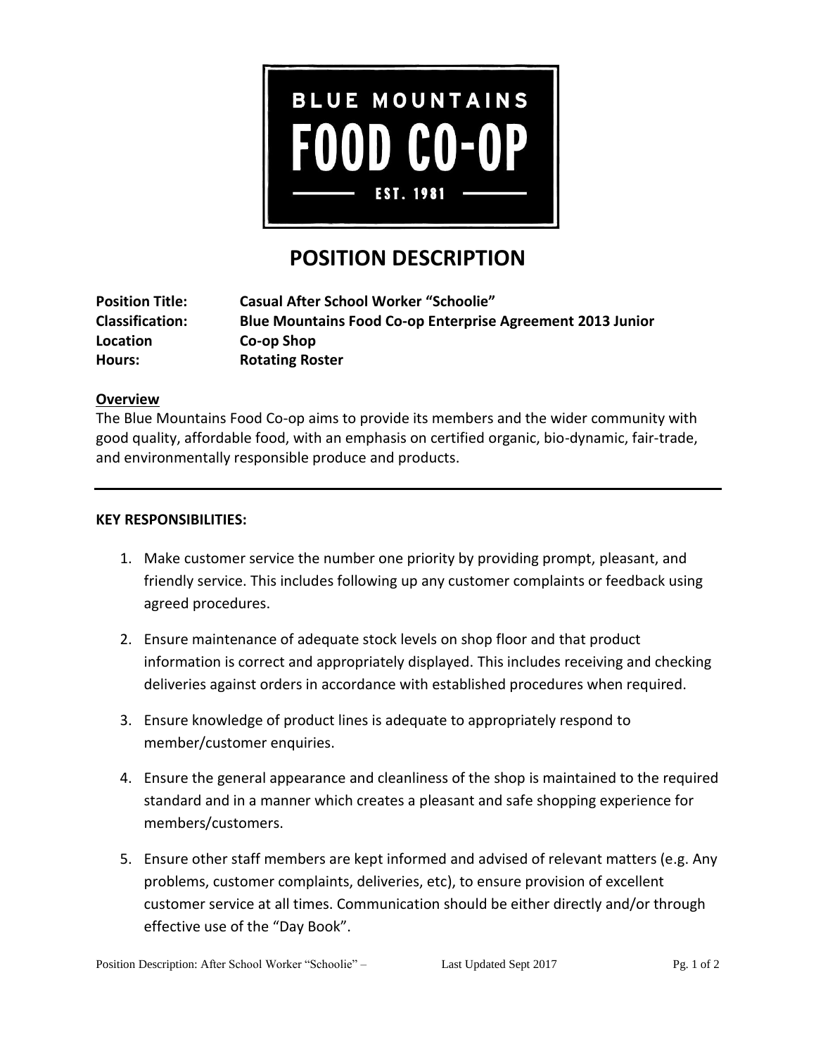BLUE MOUNTAINS

FOOD CO-OP

EST. 1981

# POSITION DESCRIPTION

**Position Title:** **Casual After School Worker "Schoolie"**
**Classification:** **Blue Mountains Food Co-op Enterprise Agreement 2013 Junior**
**Location** **Co-op Shop**
**Hours:** **Rotating Roster**

## Overview

The Blue Mountains Food Co-op aims to provide its members and the wider community with good quality, affordable food, with an emphasis on certified organic, bio-dynamic, fair-trade, and environmentally responsible produce and products.

---

## KEY RESPONSIBILITIES:

1. Make customer service the number one priority by providing prompt, pleasant, and friendly service. This includes following up any customer complaints or feedback using agreed procedures.

2. Ensure maintenance of adequate stock levels on shop floor and that product information is correct and appropriately displayed. This includes receiving and checking deliveries against orders in accordance with established procedures when required.

3. Ensure knowledge of product lines is adequate to appropriately respond to member/customer enquiries.

4. Ensure the general appearance and cleanliness of the shop is maintained to the required standard and in a manner which creates a pleasant and safe shopping experience for members/customers.

5. Ensure other staff members are kept informed and advised of relevant matters (e.g. Any problems, customer complaints, deliveries, etc), to ensure provision of excellent customer service at all times. Communication should be either directly and/or through effective use of the "Day Book".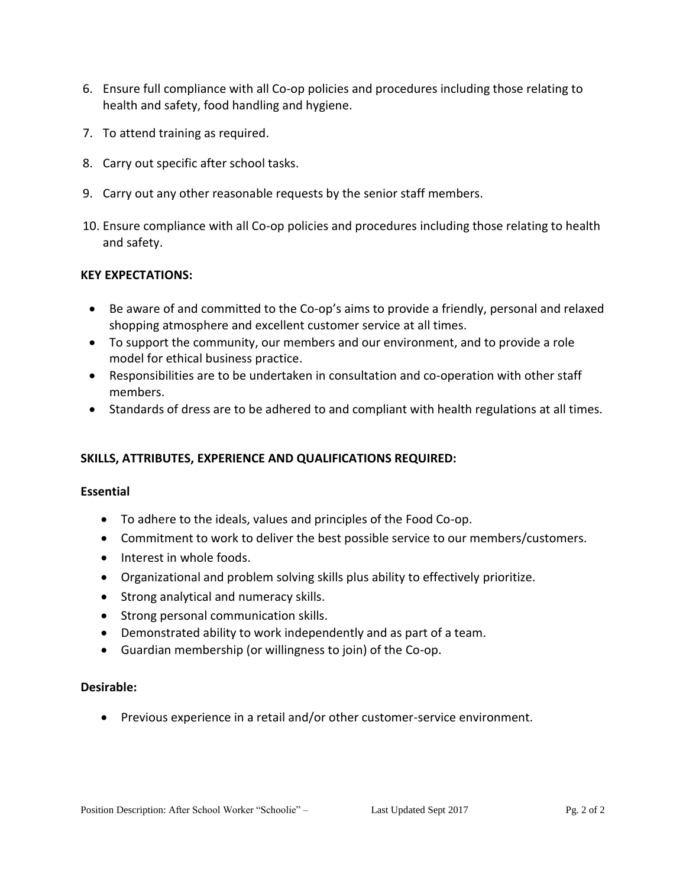6. Ensure full compliance with all Co-op policies and procedures including those relating to health and safety, food handling and hygiene.

7. To attend training as required.

8. Carry out specific after school tasks.

9. Carry out any other reasonable requests by the senior staff members.

10. Ensure compliance with all Co-op policies and procedures including those relating to health and safety.

**KEY EXPECTATIONS:**

- Be aware of and committed to the Co-op's aims to provide a friendly, personal and relaxed shopping atmosphere and excellent customer service at all times.
- To support the community, our members and our environment, and to provide a role model for ethical business practice.
- Responsibilities are to be undertaken in consultation and co-operation with other staff members.
- Standards of dress are to be adhered to and compliant with health regulations at all times.

**SKILLS, ATTRIBUTES, EXPERIENCE AND QUALIFICATIONS REQUIRED:**

**Essential**

- To adhere to the ideals, values and principles of the Food Co-op.
- Commitment to work to deliver the best possible service to our members/customers.
- Interest in whole foods.
- Organizational and problem solving skills plus ability to effectively prioritize.
- Strong analytical and numeracy skills.
- Strong personal communication skills.
- Demonstrated ability to work independently and as part of a team.
- Guardian membership (or willingness to join) of the Co-op.

**Desirable:**

- Previous experience in a retail and/or other customer-service environment.